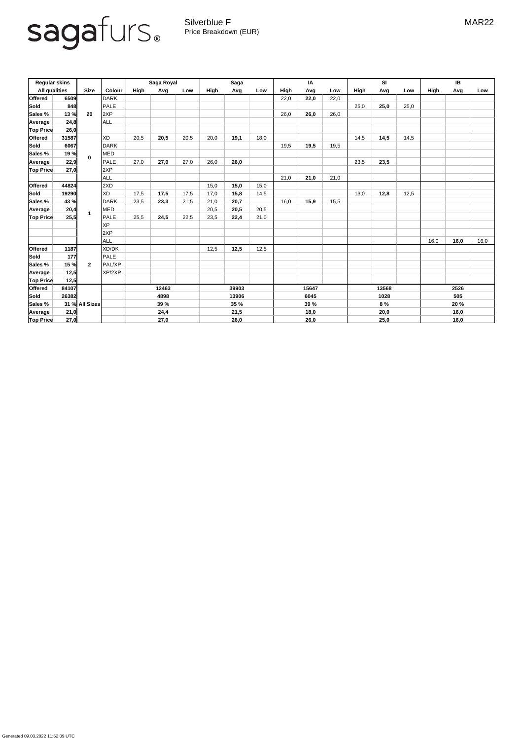sagafurs®

Silverblue F
Price Breakdown (EUR)

MAR22

| Regular skins | | | | Saga Royal | | | Saga | | | IA | | | SI | | | IB | | |
|---|---|---|---|---|---|---|---|---|---|---|---|---|---|---|---|---|---|---|
| All qualities | | Size | Colour | High | Avg | Low | High | Avg | Low | High | Avg | Low | High | Avg | Low | High | Avg | Low |
| Offered | 6509 | 20 | DARK | | | | | | | 22,0 | **22,0** | 22,0 | | | | | | |
| Sold | 848 | | PALE | | | | | | | | | | 25,0 | **25,0** | 25,0 | | | |
| Sales % | 13 % | | 2XP | | | | | | | 26,0 | **26,0** | 26,0 | | | | | | |
| Average | 24,8 | | ALL | | | | | | | | | | | | | | | |
| Top Price | 26,0 | | | | | | | | | | | | | | | | | |
| Offered | 31587 | 0 | XD | 20,5 | **20,5** | 20,5 | 20,0 | **19,1** | 18,0 | | | | 14,5 | **14,5** | 14,5 | | | |
| Sold | 6067 | | DARK | | | | | | | 19,5 | **19,5** | 19,5 | | | | | | |
| Sales % | 19 % | | MED | | | | | | | | | | | | | | | |
| Average | 22,9 | | PALE | 27,0 | **27,0** | 27,0 | 26,0 | **26,0** | | | | | 23,5 | **23,5** | | | | |
| Top Price | 27,0 | | 2XP | | | | | | | | | | | | | | | |
| | | | ALL | | | | | | | 21,0 | **21,0** | 21,0 | | | | | | |
| Offered | 44824 | 1 | 2XD | | | | 15,0 | **15,0** | 15,0 | | | | | | | | | |
| Sold | 19290 | | XD | 17,5 | **17,5** | 17,5 | 17,0 | **15,8** | 14,5 | | | | 13,0 | **12,8** | 12,5 | | | |
| Sales % | 43 % | | DARK | 23,5 | **23,3** | 21,5 | 21,0 | **20,7** | | 16,0 | **15,9** | 15,5 | | | | | | |
| Average | 20,4 | | MED | | | | 20,5 | **20,5** | 20,5 | | | | | | | | | |
| Top Price | 25,5 | | PALE | 25,5 | **24,5** | 22,5 | 23,5 | **22,4** | 21,0 | | | | | | | | | |
| | | | XP | | | | | | | | | | | | | | | |
| | | | 2XP | | | | | | | | | | | | | | | |
| | | | ALL | | | | | | | | | | | | | 16,0 | **16,0** | 16,0 |
| Offered | 1187 | 2 | XD/DK | | | | 12,5 | **12,5** | 12,5 | | | | | | | | | |
| Sold | 177 | | PALE | | | | | | | | | | | | | | | |
| Sales % | 15 % | | PAL/XP | | | | | | | | | | | | | | | |
| Average | 12,5 | | XP/2XP | | | | | | | | | | | | | | | |
| Top Price | 12,5 | | | | | | | | | | | | | | | | | |
| Offered | 84107 | All Sizes | | | **12463** | | | **39903** | | | **15647** | | | **13568** | | | **2526** | |
| Sold | 26382 | | | | **4898** | | | **13906** | | | **6045** | | | **1028** | | | **505** | |
| Sales % | 31 % | | | | **39 %** | | | **35 %** | | | **39 %** | | | **8 %** | | | **20 %** | |
| Average | 21,0 | | | | **24,4** | | | **21,5** | | | **18,0** | | | **20,0** | | | **16,0** | |
| Top Price | 27,0 | | | | **27,0** | | | **26,0** | | | **26,0** | | | **25,0** | | | **16,0** | |

Generated 09.03.2022 11:52:09 UTC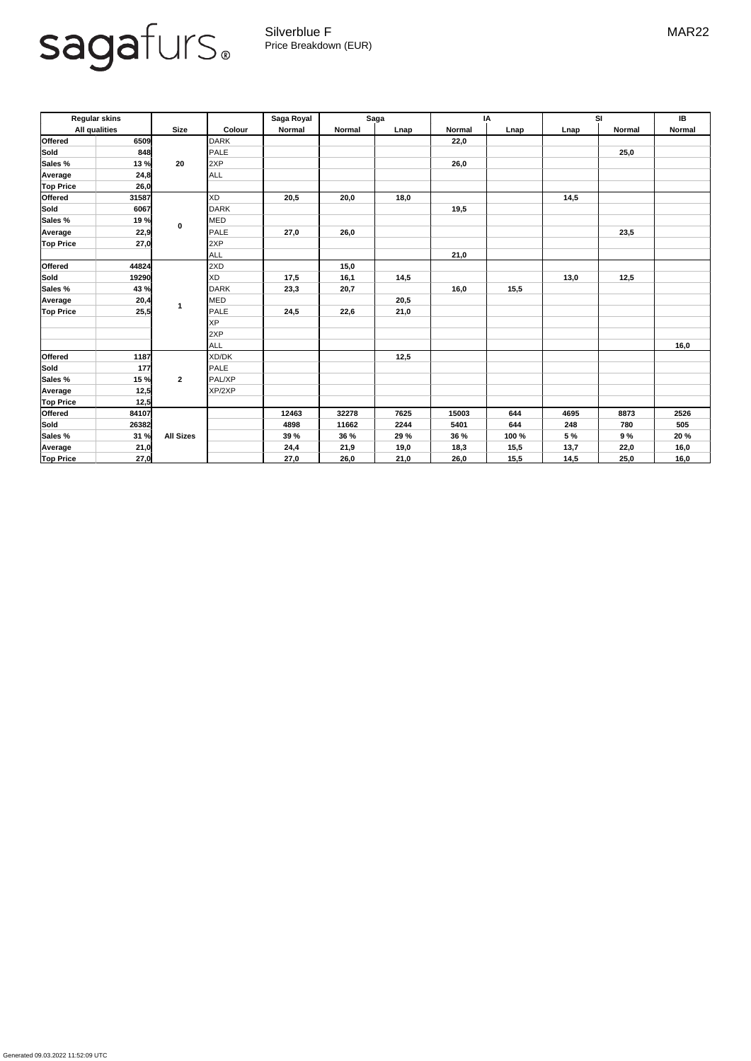sagafurs®

Silverblue F
Price Breakdown (EUR)

MAR22

| Regular skins | | Size | Colour | Saga Royal | Saga | | IA | | SI | | IB |
|---|---|---|---|---|---|---|---|---|---|---|---|
| All qualities | | | | Normal | Normal | Lnap | Normal | Lnap | Lnap | Normal | Normal |
| Offered | 6509 | 20 | DARK | | | | 22,0 | | | | |
| Sold | 848 | | PALE | | | | | | | 25,0 | |
| Sales % | 13 % | | 2XP | | | | 26,0 | | | | |
| Average | 24,8 | | ALL | | | | | | | | |
| Top Price | 26,0 | | | | | | | | | | |
| Offered | 31587 | 0 | XD | 20,5 | 20,0 | 18,0 | | | 14,5 | | |
| Sold | 6067 | | DARK | | | | 19,5 | | | | |
| Sales % | 19 % | | MED | | | | | | | | |
| Average | 22,9 | | PALE | 27,0 | 26,0 | | | | | 23,5 | |
| Top Price | 27,0 | | 2XP | | | | | | | | |
| | | | ALL | | | | 21,0 | | | | |
| Offered | 44824 | 1 | 2XD | | 15,0 | | | | | | |
| Sold | 19290 | | XD | 17,5 | 16,1 | 14,5 | | | 13,0 | 12,5 | |
| Sales % | 43 % | | DARK | 23,3 | 20,7 | | 16,0 | 15,5 | | | |
| Average | 20,4 | | MED | | | 20,5 | | | | | |
| Top Price | 25,5 | | PALE | 24,5 | 22,6 | 21,0 | | | | | |
| | | | XP | | | | | | | | |
| | | | 2XP | | | | | | | | |
| | | | ALL | | | | | | | | 16,0 |
| Offered | 1187 | 2 | XD/DK | | | 12,5 | | | | | |
| Sold | 177 | | PALE | | | | | | | | |
| Sales % | 15 % | | PAL/XP | | | | | | | | |
| Average | 12,5 | | XP/2XP | | | | | | | | |
| Top Price | 12,5 | | | | | | | | | | |
| Offered | 84107 | All Sizes | | 12463 | 32278 | 7625 | 15003 | 644 | 4695 | 8873 | 2526 |
| Sold | 26382 | | | 4898 | 11662 | 2244 | 5401 | 644 | 248 | 780 | 505 |
| Sales % | 31 % | | | 39 % | 36 % | 29 % | 36 % | 100 % | 5 % | 9 % | 20 % |
| Average | 21,0 | | | 24,4 | 21,9 | 19,0 | 18,3 | 15,5 | 13,7 | 22,0 | 16,0 |
| Top Price | 27,0 | | | 27,0 | 26,0 | 21,0 | 26,0 | 15,5 | 14,5 | 25,0 | 16,0 |

Generated 09.03.2022 11:52:09 UTC